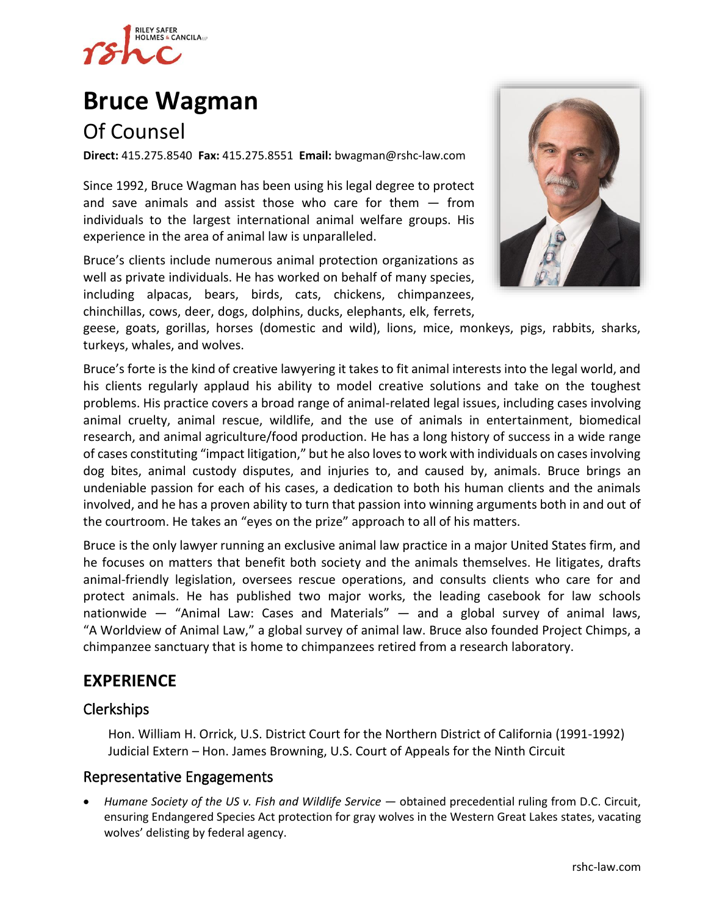# Bruce Wagman

## Of Counsel

**Direct:** 415.275.8540 **Fax:** 415.275.8551 **Email:** bwagman@rshc-law.com

Since 1992, Bruce Wagman has been using his legal degree to protect and save animals and assist those who care for them — from individuals to the largest international animal welfare groups. His experience in the area of animal law is unparalleled.

Bruce's clients include numerous animal protection organizations as well as private individuals. He has worked on behalf of many species, including alpacas, bears, birds, cats, chickens, chimpanzees, chinchillas, cows, deer, dogs, dolphins, ducks, elephants, elk, ferrets, geese, goats, gorillas, horses (domestic and wild), lions, mice, monkeys, pigs, rabbits, sharks, turkeys, whales, and wolves.

Bruce's forte is the kind of creative lawyering it takes to fit animal interests into the legal world, and his clients regularly applaud his ability to model creative solutions and take on the toughest problems. His practice covers a broad range of animal-related legal issues, including cases involving animal cruelty, animal rescue, wildlife, and the use of animals in entertainment, biomedical research, and animal agriculture/food production. He has a long history of success in a wide range of cases constituting "impact litigation," but he also loves to work with individuals on cases involving dog bites, animal custody disputes, and injuries to, and caused by, animals. Bruce brings an undeniable passion for each of his cases, a dedication to both his human clients and the animals involved, and he has a proven ability to turn that passion into winning arguments both in and out of the courtroom. He takes an "eyes on the prize" approach to all of his matters.

Bruce is the only lawyer running an exclusive animal law practice in a major United States firm, and he focuses on matters that benefit both society and the animals themselves. He litigates, drafts animal-friendly legislation, oversees rescue operations, and consults clients who care for and protect animals. He has published two major works, the leading casebook for law schools nationwide — "Animal Law: Cases and Materials" — and a global survey of animal laws, "A Worldview of Animal Law," a global survey of animal law. Bruce also founded Project Chimps, a chimpanzee sanctuary that is home to chimpanzees retired from a research laboratory.

## EXPERIENCE

### Clerkships

Hon. William H. Orrick, U.S. District Court for the Northern District of California (1991-1992)
Judicial Extern – Hon. James Browning, U.S. Court of Appeals for the Ninth Circuit

### Representative Engagements

- *Humane Society of the US v. Fish and Wildlife Service* — obtained precedential ruling from D.C. Circuit, ensuring Endangered Species Act protection for gray wolves in the Western Great Lakes states, vacating wolves' delisting by federal agency.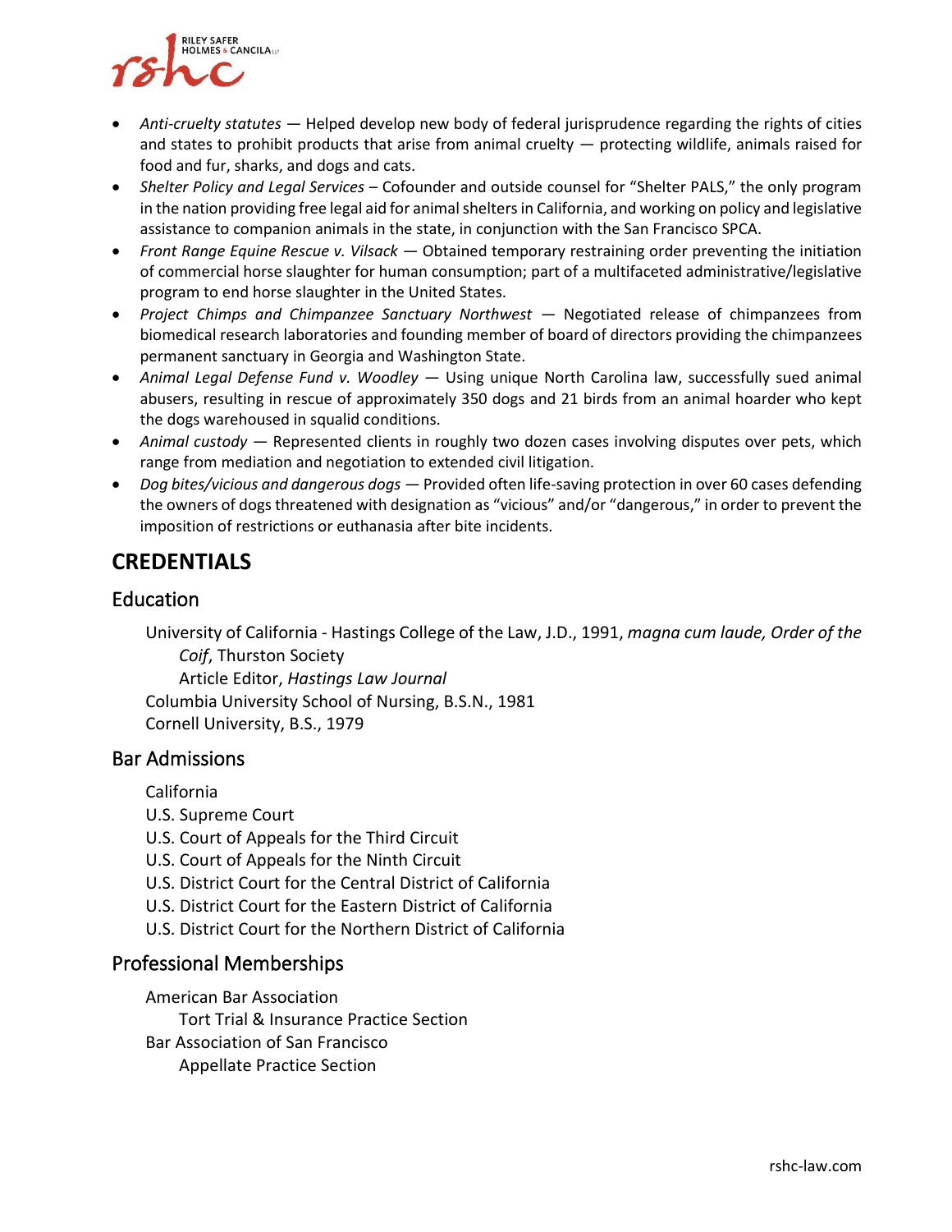- *Anti-cruelty statutes* — Helped develop new body of federal jurisprudence regarding the rights of cities and states to prohibit products that arise from animal cruelty — protecting wildlife, animals raised for food and fur, sharks, and dogs and cats.
- *Shelter Policy and Legal Services* – Cofounder and outside counsel for "Shelter PALS," the only program in the nation providing free legal aid for animal shelters in California, and working on policy and legislative assistance to companion animals in the state, in conjunction with the San Francisco SPCA.
- *Front Range Equine Rescue v. Vilsack* — Obtained temporary restraining order preventing the initiation of commercial horse slaughter for human consumption; part of a multifaceted administrative/legislative program to end horse slaughter in the United States.
- *Project Chimps and Chimpanzee Sanctuary Northwest* — Negotiated release of chimpanzees from biomedical research laboratories and founding member of board of directors providing the chimpanzees permanent sanctuary in Georgia and Washington State.
- *Animal Legal Defense Fund v. Woodley* — Using unique North Carolina law, successfully sued animal abusers, resulting in rescue of approximately 350 dogs and 21 birds from an animal hoarder who kept the dogs warehoused in squalid conditions.
- *Animal custody* — Represented clients in roughly two dozen cases involving disputes over pets, which range from mediation and negotiation to extended civil litigation.
- *Dog bites/vicious and dangerous dogs* — Provided often life-saving protection in over 60 cases defending the owners of dogs threatened with designation as "vicious" and/or "dangerous," in order to prevent the imposition of restrictions or euthanasia after bite incidents.

# CREDENTIALS

## Education

University of California - Hastings College of the Law, J.D., 1991, *magna cum laude, Order of the Coif*, Thurston Society
  Article Editor, *Hastings Law Journal*
Columbia University School of Nursing, B.S.N., 1981
Cornell University, B.S., 1979

## Bar Admissions

California
U.S. Supreme Court
U.S. Court of Appeals for the Third Circuit
U.S. Court of Appeals for the Ninth Circuit
U.S. District Court for the Central District of California
U.S. District Court for the Eastern District of California
U.S. District Court for the Northern District of California

## Professional Memberships

American Bar Association
  Tort Trial & Insurance Practice Section
Bar Association of San Francisco
  Appellate Practice Section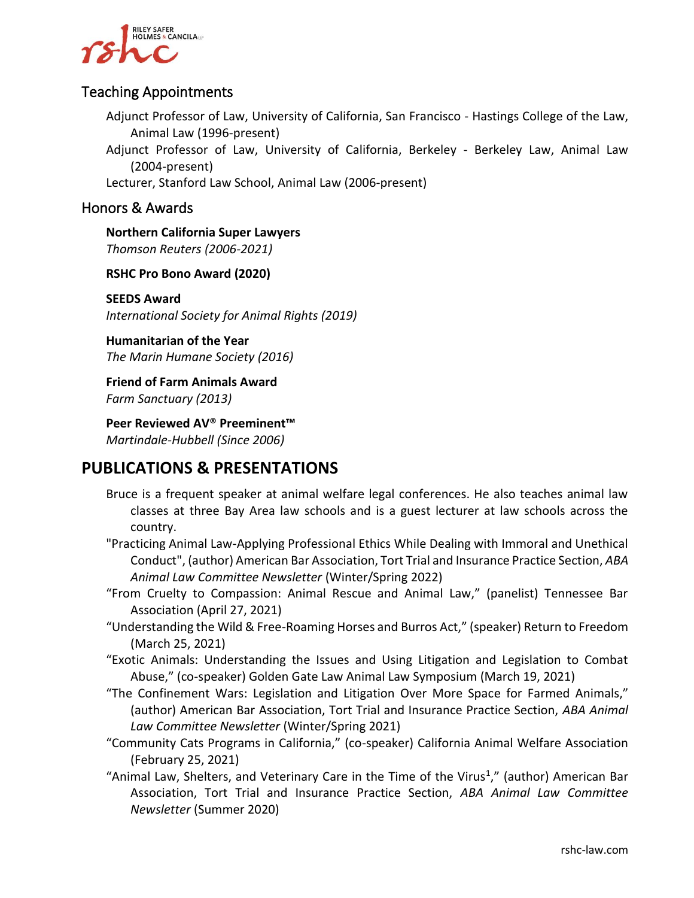## Teaching Appointments

Adjunct Professor of Law, University of California, San Francisco - Hastings College of the Law, Animal Law (1996-present)

Adjunct Professor of Law, University of California, Berkeley - Berkeley Law, Animal Law (2004-present)

Lecturer, Stanford Law School, Animal Law (2006-present)

## Honors & Awards

**Northern California Super Lawyers**
*Thomson Reuters (2006-2021)*

**RSHC Pro Bono Award (2020)**

**SEEDS Award**
*International Society for Animal Rights (2019)*

**Humanitarian of the Year**
*The Marin Humane Society (2016)*

**Friend of Farm Animals Award**
*Farm Sanctuary (2013)*

**Peer Reviewed AV® Preeminent™**
*Martindale-Hubbell (Since 2006)*

# PUBLICATIONS & PRESENTATIONS

Bruce is a frequent speaker at animal welfare legal conferences. He also teaches animal law classes at three Bay Area law schools and is a guest lecturer at law schools across the country.

"Practicing Animal Law-Applying Professional Ethics While Dealing with Immoral and Unethical Conduct", (author) American Bar Association, Tort Trial and Insurance Practice Section, *ABA Animal Law Committee Newsletter* (Winter/Spring 2022)

"From Cruelty to Compassion: Animal Rescue and Animal Law," (panelist) Tennessee Bar Association (April 27, 2021)

"Understanding the Wild & Free-Roaming Horses and Burros Act," (speaker) Return to Freedom (March 25, 2021)

"Exotic Animals: Understanding the Issues and Using Litigation and Legislation to Combat Abuse," (co-speaker) Golden Gate Law Animal Law Symposium (March 19, 2021)

"The Confinement Wars: Legislation and Litigation Over More Space for Farmed Animals," (author) American Bar Association, Tort Trial and Insurance Practice Section, *ABA Animal Law Committee Newsletter* (Winter/Spring 2021)

"Community Cats Programs in California," (co-speaker) California Animal Welfare Association (February 25, 2021)

"Animal Law, Shelters, and Veterinary Care in the Time of the Virus[1]," (author) American Bar Association, Tort Trial and Insurance Practice Section, *ABA Animal Law Committee Newsletter* (Summer 2020)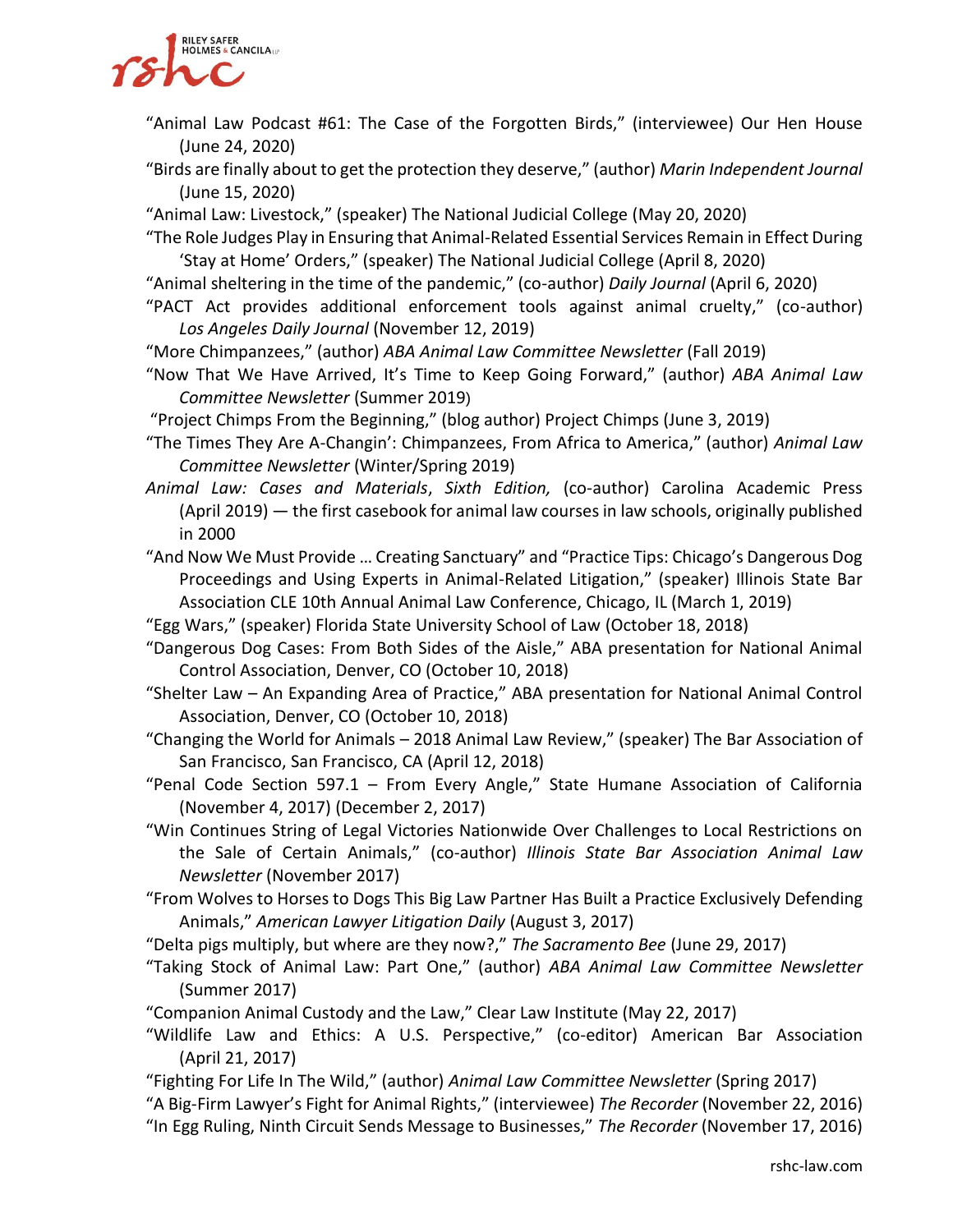"Animal Law Podcast #61: The Case of the Forgotten Birds," (interviewee) Our Hen House (June 24, 2020)

"Birds are finally about to get the protection they deserve," (author) *Marin Independent Journal* (June 15, 2020)

"Animal Law: Livestock," (speaker) The National Judicial College (May 20, 2020)

"The Role Judges Play in Ensuring that Animal-Related Essential Services Remain in Effect During 'Stay at Home' Orders," (speaker) The National Judicial College (April 8, 2020)

"Animal sheltering in the time of the pandemic," (co-author) *Daily Journal* (April 6, 2020)

"PACT Act provides additional enforcement tools against animal cruelty," (co-author) *Los Angeles Daily Journal* (November 12, 2019)

"More Chimpanzees," (author) *ABA Animal Law Committee Newsletter* (Fall 2019)

"Now That We Have Arrived, It's Time to Keep Going Forward," (author) *ABA Animal Law Committee Newsletter* (Summer 2019)

"Project Chimps From the Beginning," (blog author) Project Chimps (June 3, 2019)

"The Times They Are A-Changin': Chimpanzees, From Africa to America," (author) *Animal Law Committee Newsletter* (Winter/Spring 2019)

*Animal Law: Cases and Materials*, *Sixth Edition,* (co-author) Carolina Academic Press (April 2019) — the first casebook for animal law courses in law schools, originally published in 2000

"And Now We Must Provide … Creating Sanctuary" and "Practice Tips: Chicago's Dangerous Dog Proceedings and Using Experts in Animal-Related Litigation," (speaker) Illinois State Bar Association CLE 10th Annual Animal Law Conference, Chicago, IL (March 1, 2019)

"Egg Wars," (speaker) Florida State University School of Law (October 18, 2018)

"Dangerous Dog Cases: From Both Sides of the Aisle," ABA presentation for National Animal Control Association, Denver, CO (October 10, 2018)

"Shelter Law – An Expanding Area of Practice," ABA presentation for National Animal Control Association, Denver, CO (October 10, 2018)

"Changing the World for Animals – 2018 Animal Law Review," (speaker) The Bar Association of San Francisco, San Francisco, CA (April 12, 2018)

"Penal Code Section 597.1 – From Every Angle," State Humane Association of California (November 4, 2017) (December 2, 2017)

"Win Continues String of Legal Victories Nationwide Over Challenges to Local Restrictions on the Sale of Certain Animals," (co-author) *Illinois State Bar Association Animal Law Newsletter* (November 2017)

"From Wolves to Horses to Dogs This Big Law Partner Has Built a Practice Exclusively Defending Animals," *American Lawyer Litigation Daily* (August 3, 2017)

"Delta pigs multiply, but where are they now?," *The Sacramento Bee* (June 29, 2017)

"Taking Stock of Animal Law: Part One," (author) *ABA Animal Law Committee Newsletter* (Summer 2017)

"Companion Animal Custody and the Law," Clear Law Institute (May 22, 2017)

"Wildlife Law and Ethics: A U.S. Perspective," (co-editor) American Bar Association (April 21, 2017)

"Fighting For Life In The Wild," (author) *Animal Law Committee Newsletter* (Spring 2017)

"A Big-Firm Lawyer's Fight for Animal Rights," (interviewee) *The Recorder* (November 22, 2016)

"In Egg Ruling, Ninth Circuit Sends Message to Businesses," *The Recorder* (November 17, 2016)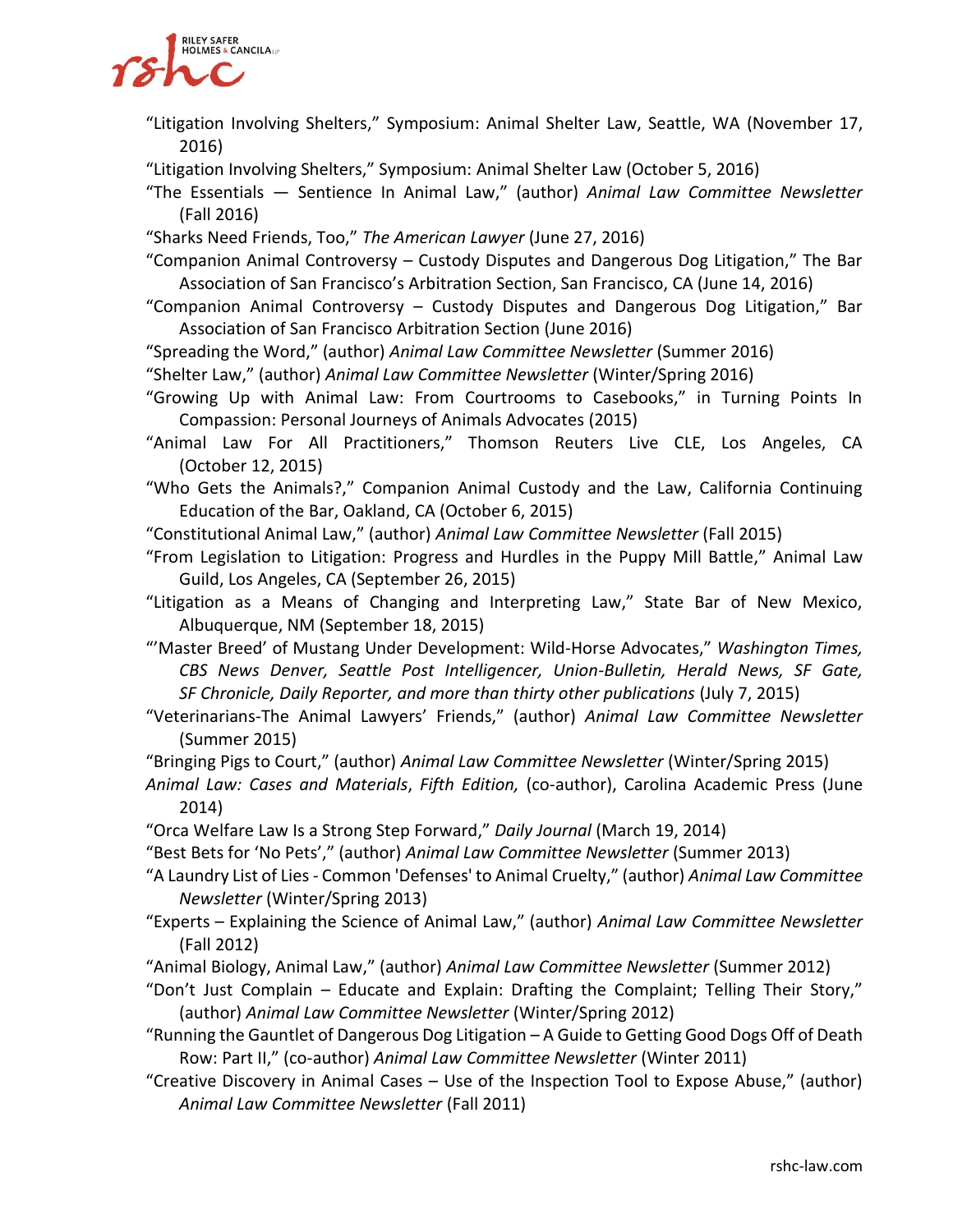"Litigation Involving Shelters," Symposium: Animal Shelter Law, Seattle, WA (November 17, 2016)

"Litigation Involving Shelters," Symposium: Animal Shelter Law (October 5, 2016)

"The Essentials — Sentience In Animal Law," (author) *Animal Law Committee Newsletter* (Fall 2016)

"Sharks Need Friends, Too," *The American Lawyer* (June 27, 2016)

"Companion Animal Controversy – Custody Disputes and Dangerous Dog Litigation," The Bar Association of San Francisco's Arbitration Section, San Francisco, CA (June 14, 2016)

"Companion Animal Controversy – Custody Disputes and Dangerous Dog Litigation," Bar Association of San Francisco Arbitration Section (June 2016)

"Spreading the Word," (author) *Animal Law Committee Newsletter* (Summer 2016)

"Shelter Law," (author) *Animal Law Committee Newsletter* (Winter/Spring 2016)

"Growing Up with Animal Law: From Courtrooms to Casebooks," in Turning Points In Compassion: Personal Journeys of Animals Advocates (2015)

"Animal Law For All Practitioners," Thomson Reuters Live CLE, Los Angeles, CA (October 12, 2015)

"Who Gets the Animals?," Companion Animal Custody and the Law, California Continuing Education of the Bar, Oakland, CA (October 6, 2015)

"Constitutional Animal Law," (author) *Animal Law Committee Newsletter* (Fall 2015)

"From Legislation to Litigation: Progress and Hurdles in the Puppy Mill Battle," Animal Law Guild, Los Angeles, CA (September 26, 2015)

"Litigation as a Means of Changing and Interpreting Law," State Bar of New Mexico, Albuquerque, NM (September 18, 2015)

"'Master Breed' of Mustang Under Development: Wild-Horse Advocates," *Washington Times, CBS News Denver, Seattle Post Intelligencer, Union-Bulletin, Herald News, SF Gate, SF Chronicle, Daily Reporter, and more than thirty other publications* (July 7, 2015)

"Veterinarians-The Animal Lawyers' Friends," (author) *Animal Law Committee Newsletter* (Summer 2015)

"Bringing Pigs to Court," (author) *Animal Law Committee Newsletter* (Winter/Spring 2015)

*Animal Law: Cases and Materials*, *Fifth Edition,* (co-author), Carolina Academic Press (June 2014)

"Orca Welfare Law Is a Strong Step Forward," *Daily Journal* (March 19, 2014)

"Best Bets for 'No Pets'," (author) *Animal Law Committee Newsletter* (Summer 2013)

"A Laundry List of Lies - Common 'Defenses' to Animal Cruelty," (author) *Animal Law Committee Newsletter* (Winter/Spring 2013)

"Experts – Explaining the Science of Animal Law," (author) *Animal Law Committee Newsletter* (Fall 2012)

"Animal Biology, Animal Law," (author) *Animal Law Committee Newsletter* (Summer 2012)

"Don't Just Complain – Educate and Explain: Drafting the Complaint; Telling Their Story," (author) *Animal Law Committee Newsletter* (Winter/Spring 2012)

"Running the Gauntlet of Dangerous Dog Litigation – A Guide to Getting Good Dogs Off of Death Row: Part II," (co-author) *Animal Law Committee Newsletter* (Winter 2011)

"Creative Discovery in Animal Cases – Use of the Inspection Tool to Expose Abuse," (author) *Animal Law Committee Newsletter* (Fall 2011)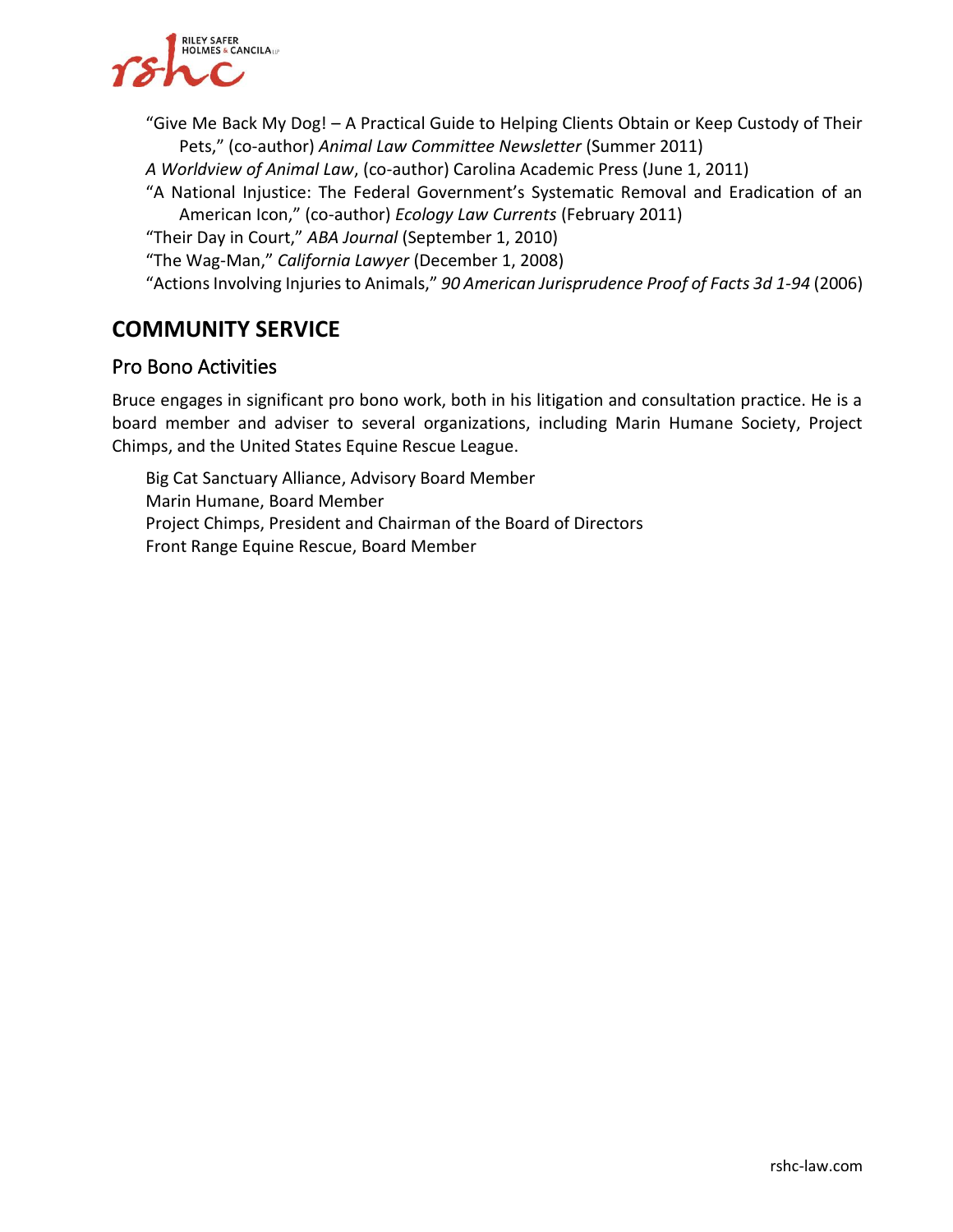"Give Me Back My Dog! – A Practical Guide to Helping Clients Obtain or Keep Custody of Their Pets," (co-author) *Animal Law Committee Newsletter* (Summer 2011)

*A Worldview of Animal Law*, (co-author) Carolina Academic Press (June 1, 2011)

"A National Injustice: The Federal Government's Systematic Removal and Eradication of an American Icon," (co-author) *Ecology Law Currents* (February 2011)

"Their Day in Court," *ABA Journal* (September 1, 2010)

"The Wag-Man," *California Lawyer* (December 1, 2008)

"Actions Involving Injuries to Animals," *90 American Jurisprudence Proof of Facts 3d 1-94* (2006)

## COMMUNITY SERVICE

### Pro Bono Activities

Bruce engages in significant pro bono work, both in his litigation and consultation practice. He is a board member and adviser to several organizations, including Marin Humane Society, Project Chimps, and the United States Equine Rescue League.

Big Cat Sanctuary Alliance, Advisory Board Member
Marin Humane, Board Member
Project Chimps, President and Chairman of the Board of Directors
Front Range Equine Rescue, Board Member